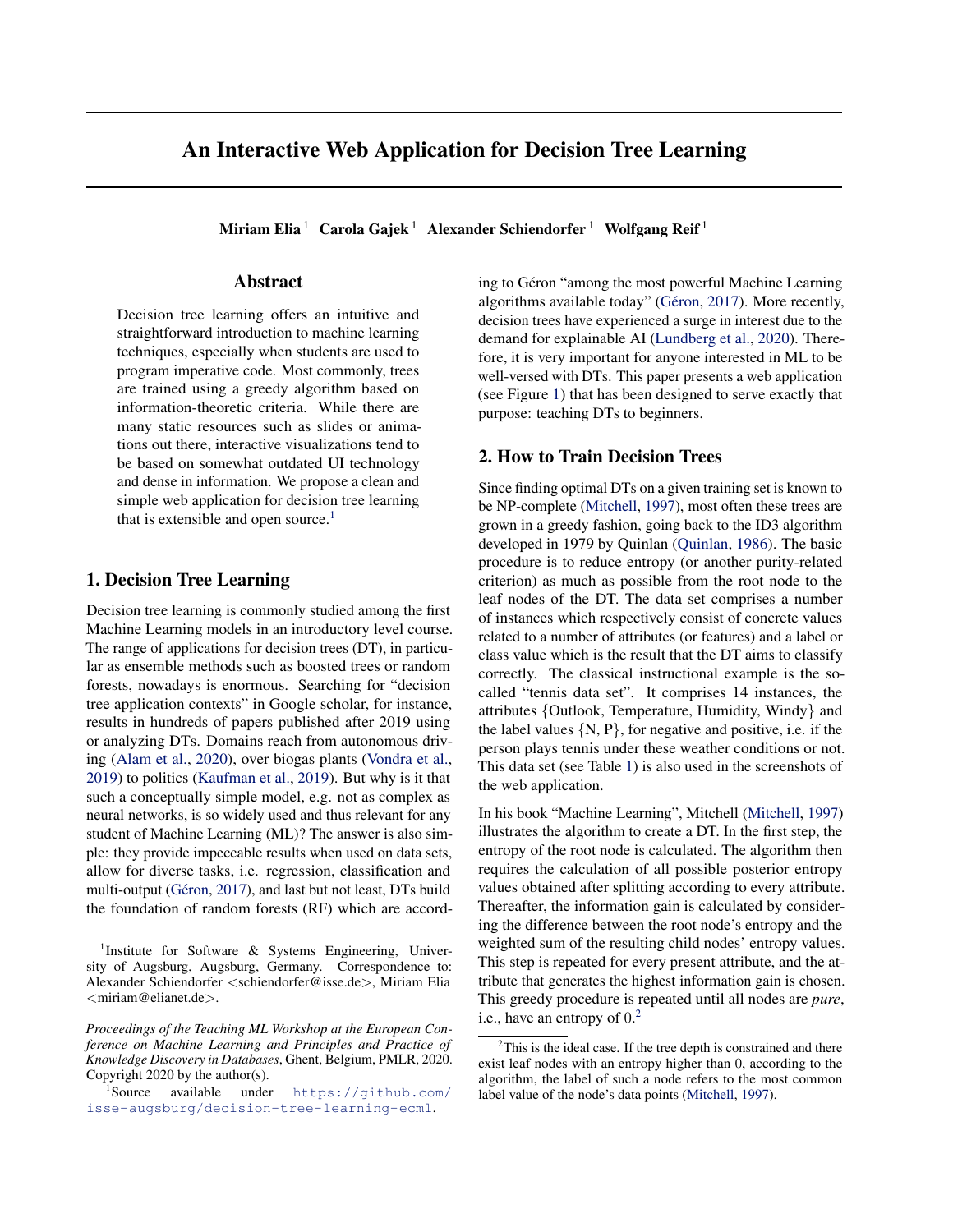# An Interactive Web Application for Decision Tree Learning

**Miriam Elia** [1] **Carola Gajek** [1] **Alexander Schiendorfer** [1] **Wolfgang Reif** [1]

## Abstract

Decision tree learning offers an intuitive and straightforward introduction to machine learning techniques, especially when students are used to program imperative code. Most commonly, trees are trained using a greedy algorithm based on information-theoretic criteria. While there are many static resources such as slides or animations out there, interactive visualizations tend to be based on somewhat outdated UI technology and dense in information. We propose a clean and simple web application for decision tree learning that is extensible and open source.[1]

## 1. Decision Tree Learning

Decision tree learning is commonly studied among the first Machine Learning models in an introductory level course. The range of applications for decision trees (DT), in particular as ensemble methods such as boosted trees or random forests, nowadays is enormous. Searching for "decision tree application contexts" in Google scholar, for instance, results in hundreds of papers published after 2019 using or analyzing DTs. Domains reach from autonomous driving (Alam et al., 2020), over biogas plants (Vondra et al., 2019) to politics (Kaufman et al., 2019). But why is it that such a conceptually simple model, e.g. not as complex as neural networks, is so widely used and thus relevant for any student of Machine Learning (ML)? The answer is also simple: they provide impeccable results when used on data sets, allow for diverse tasks, i.e. regression, classification and multi-output (Géron, 2017), and last but not least, DTs build the foundation of random forests (RF) which are according to Géron "among the most powerful Machine Learning algorithms available today" (Géron, 2017). More recently, decision trees have experienced a surge in interest due to the demand for explainable AI (Lundberg et al., 2020). Therefore, it is very important for anyone interested in ML to be well-versed with DTs. This paper presents a web application (see Figure 1) that has been designed to serve exactly that purpose: teaching DTs to beginners.

## 2. How to Train Decision Trees

Since finding optimal DTs on a given training set is known to be NP-complete (Mitchell, 1997), most often these trees are grown in a greedy fashion, going back to the ID3 algorithm developed in 1979 by Quinlan (Quinlan, 1986). The basic procedure is to reduce entropy (or another purity-related criterion) as much as possible from the root node to the leaf nodes of the DT. The data set comprises a number of instances which respectively consist of concrete values related to a number of attributes (or features) and a label or class value which is the result that the DT aims to classify correctly. The classical instructional example is the so-called "tennis data set". It comprises 14 instances, the attributes {Outlook, Temperature, Humidity, Windy} and the label values {N, P}, for negative and positive, i.e. if the person plays tennis under these weather conditions or not. This data set (see Table 1) is also used in the screenshots of the web application.

In his book "Machine Learning", Mitchell (Mitchell, 1997) illustrates the algorithm to create a DT. In the first step, the entropy of the root node is calculated. The algorithm then requires the calculation of all possible posterior entropy values obtained after splitting according to every attribute. Thereafter, the information gain is calculated by considering the difference between the root node's entropy and the weighted sum of the resulting child nodes' entropy values. This step is repeated for every present attribute, and the attribute that generates the highest information gain is chosen. This greedy procedure is repeated until all nodes are *pure*, i.e., have an entropy of 0.[2]

---

[1]Institute for Software & Systems Engineering, University of Augsburg, Augsburg, Germany. Correspondence to: Alexander Schiendorfer <schiendorfer@isse.de>, Miriam Elia <miriam@elianet.de>.

*Proceedings of the Teaching ML Workshop at the European Conference on Machine Learning and Principles and Practice of Knowledge Discovery in Databases*, Ghent, Belgium, PMLR, 2020. Copyright 2020 by the author(s).

[1]Source available under https://github.com/isse-augsburg/decision-tree-learning-ecml.

[2]This is the ideal case. If the tree depth is constrained and there exist leaf nodes with an entropy higher than 0, according to the algorithm, the label of such a node refers to the most common label value of the node's data points (Mitchell, 1997).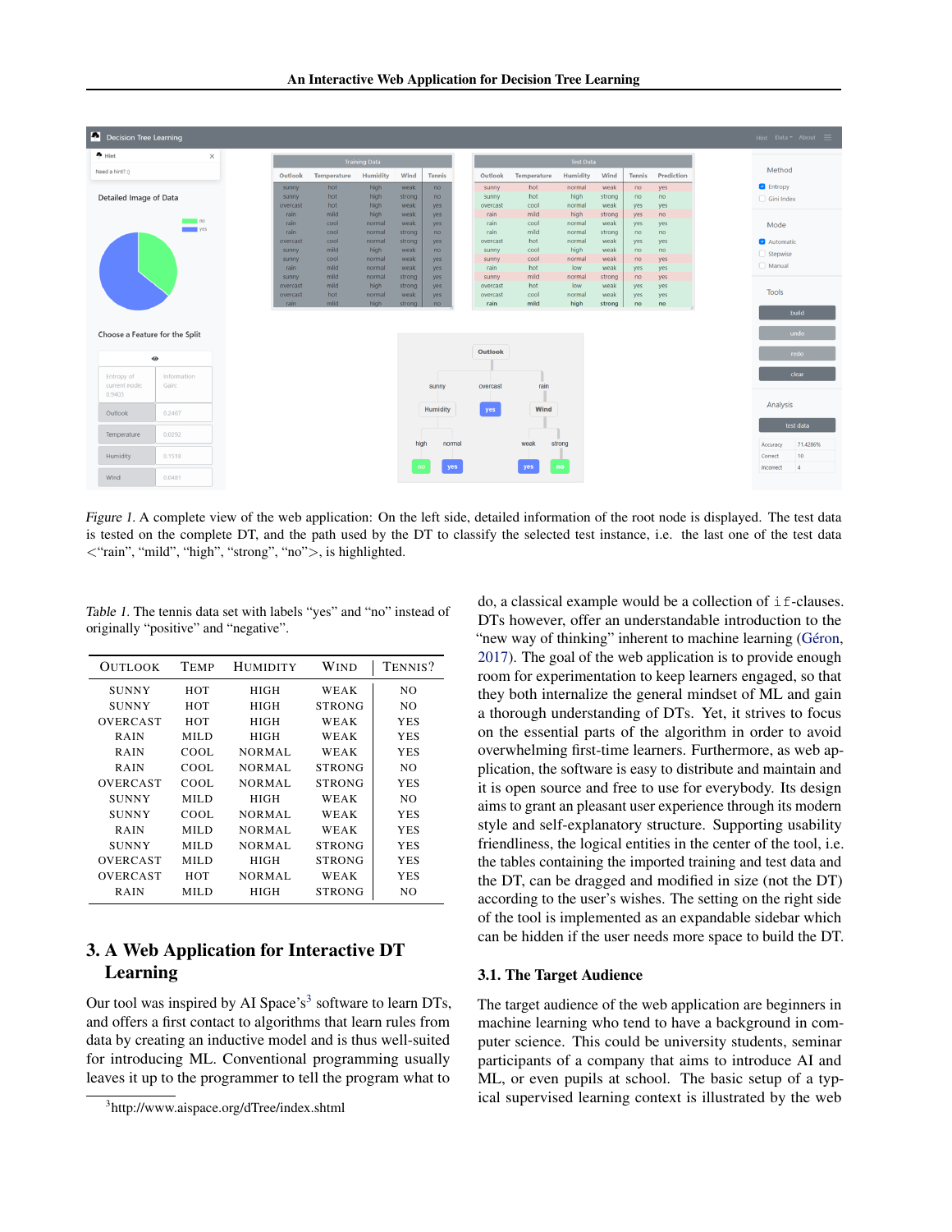*Figure 1.* A complete view of the web application: On the left side, detailed information of the root node is displayed. The test data is tested on the complete DT, and the path used by the DT to classify the selected test instance, i.e. the last one of the test data <"rain", "mild", "high", "strong", "no">, is highlighted.

*Table 1.* The tennis data set with labels "yes" and "no" instead of originally "positive" and "negative".

| OUTLOOK | TEMP | HUMIDITY | WIND | TENNIS? |
|---|---|---|---|---|
| SUNNY | HOT | HIGH | WEAK | NO |
| SUNNY | HOT | HIGH | STRONG | NO |
| OVERCAST | HOT | HIGH | WEAK | YES |
| RAIN | MILD | HIGH | WEAK | YES |
| RAIN | COOL | NORMAL | WEAK | YES |
| RAIN | COOL | NORMAL | STRONG | NO |
| OVERCAST | COOL | NORMAL | STRONG | YES |
| SUNNY | MILD | HIGH | WEAK | NO |
| SUNNY | COOL | NORMAL | WEAK | YES |
| RAIN | MILD | NORMAL | WEAK | YES |
| SUNNY | MILD | NORMAL | STRONG | YES |
| OVERCAST | MILD | HIGH | STRONG | YES |
| OVERCAST | HOT | NORMAL | WEAK | YES |
| RAIN | MILD | HIGH | STRONG | NO |

## 3. A Web Application for Interactive DT Learning

Our tool was inspired by AI Space's[3] software to learn DTs, and offers a first contact to algorithms that learn rules from data by creating an inductive model and is thus well-suited for introducing ML. Conventional programming usually leaves it up to the programmer to tell the program what to do, a classical example would be a collection of `if`-clauses. DTs however, offer an understandable introduction to the "new way of thinking" inherent to machine learning (Géron, 2017). The goal of the web application is to provide enough room for experimentation to keep learners engaged, so that they both internalize the general mindset of ML and gain a thorough understanding of DTs. Yet, it strives to focus on the essential parts of the algorithm in order to avoid overwhelming first-time learners. Furthermore, as web application, the software is easy to distribute and maintain and it is open source and free to use for everybody. Its design aims to grant an pleasant user experience through its modern style and self-explanatory structure. Supporting usability friendliness, the logical entities in the center of the tool, i.e. the tables containing the imported training and test data and the DT, can be dragged and modified in size (not the DT) according to the user's wishes. The setting on the right side of the tool is implemented as an expandable sidebar which can be hidden if the user needs more space to build the DT.

### 3.1. The Target Audience

The target audience of the web application are beginners in machine learning who tend to have a background in computer science. This could be university students, seminar participants of a company that aims to introduce AI and ML, or even pupils at school. The basic setup of a typical supervised learning context is illustrated by the web

[3] http://www.aispace.org/dTree/index.shtml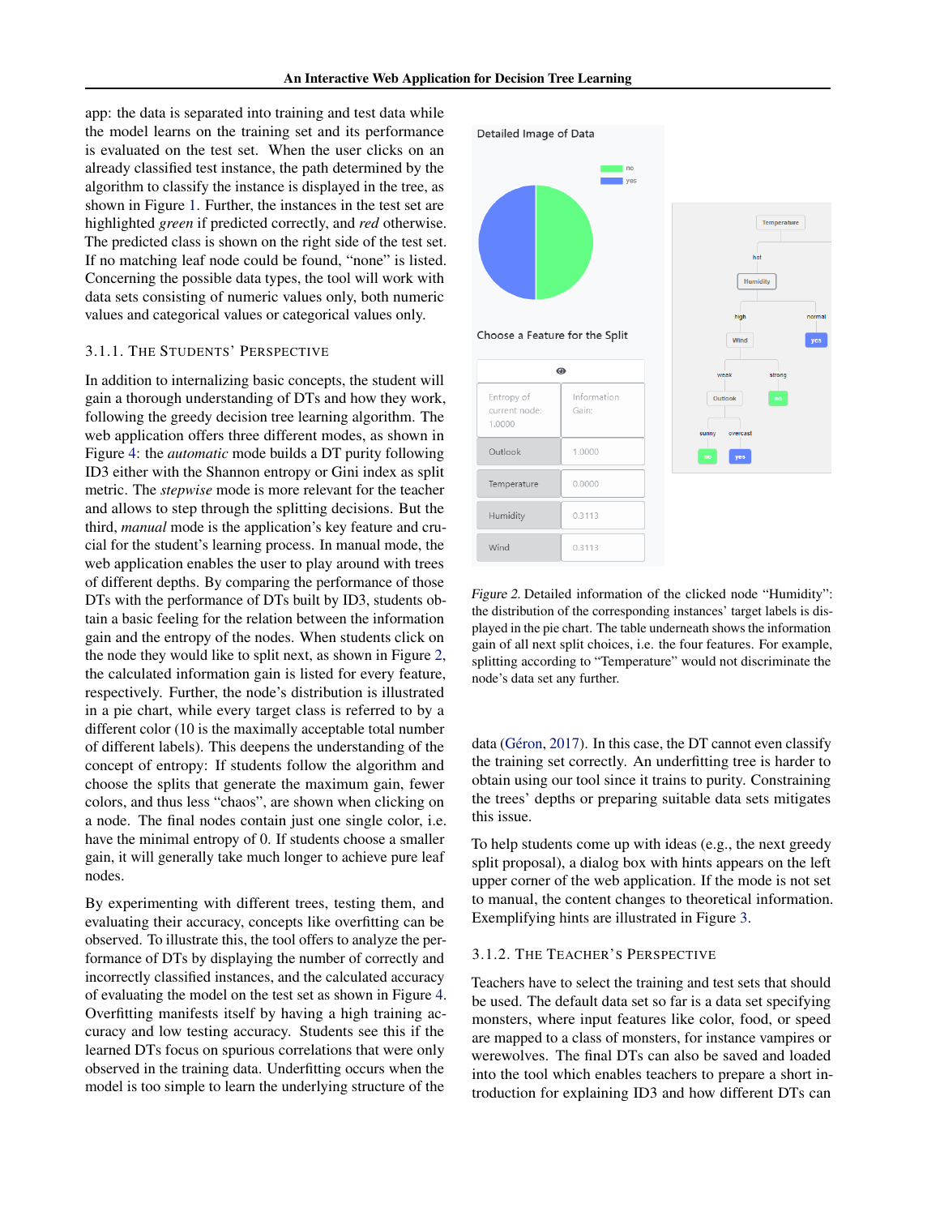app: the data is separated into training and test data while the model learns on the training set and its performance is evaluated on the test set. When the user clicks on an already classified test instance, the path determined by the algorithm to classify the instance is displayed in the tree, as shown in Figure 1. Further, the instances in the test set are highlighted *green* if predicted correctly, and *red* otherwise. The predicted class is shown on the right side of the test set. If no matching leaf node could be found, "none" is listed. Concerning the possible data types, the tool will work with data sets consisting of numeric values only, both numeric values and categorical values or categorical values only.

### 3.1.1. The Students' Perspective

In addition to internalizing basic concepts, the student will gain a thorough understanding of DTs and how they work, following the greedy decision tree learning algorithm. The web application offers three different modes, as shown in Figure 4: the *automatic* mode builds a DT purity following ID3 either with the Shannon entropy or Gini index as split metric. The *stepwise* mode is more relevant for the teacher and allows to step through the splitting decisions. But the third, *manual* mode is the application's key feature and crucial for the student's learning process. In manual mode, the web application enables the user to play around with trees of different depths. By comparing the performance of those DTs with the performance of DTs built by ID3, students obtain a basic feeling for the relation between the information gain and the entropy of the nodes. When students click on the node they would like to split next, as shown in Figure 2, the calculated information gain is listed for every feature, respectively. Further, the node's distribution is illustrated in a pie chart, while every target class is referred to by a different color (10 is the maximally acceptable total number of different labels). This deepens the understanding of the concept of entropy: If students follow the algorithm and choose the splits that generate the maximum gain, fewer colors, and thus less "chaos", are shown when clicking on a node. The final nodes contain just one single color, i.e. have the minimal entropy of 0. If students choose a smaller gain, it will generally take much longer to achieve pure leaf nodes.

By experimenting with different trees, testing them, and evaluating their accuracy, concepts like overfitting can be observed. To illustrate this, the tool offers to analyze the performance of DTs by displaying the number of correctly and incorrectly classified instances, and the calculated accuracy of evaluating the model on the test set as shown in Figure 4. Overfitting manifests itself by having a high training accuracy and low testing accuracy. Students see this if the learned DTs focus on spurious correlations that were only observed in the training data. Underfitting occurs when the model is too simple to learn the underlying structure of the data (Géron, 2017). In this case, the DT cannot even classify the training set correctly. An underfitting tree is harder to obtain using our tool since it trains to purity. Constraining the trees' depths or preparing suitable data sets mitigates this issue.

Detailed Image of Data

Choose a Feature for the Split

| Entropy of current node: 1.0000 | Information Gain: |
| --- | --- |
| Outlook | 1.0000 |
| Temperature | 0.0000 |
| Humidity | 0.3113 |
| Wind | 0.3113 |

*Figure 2.* Detailed information of the clicked node "Humidity": the distribution of the corresponding instances' target labels is displayed in the pie chart. The table underneath shows the information gain of all next split choices, i.e. the four features. For example, splitting according to "Temperature" would not discriminate the node's data set any further.

To help students come up with ideas (e.g., the next greedy split proposal), a dialog box with hints appears on the left upper corner of the web application. If the mode is not set to manual, the content changes to theoretical information. Exemplifying hints are illustrated in Figure 3.

### 3.1.2. The Teacher's Perspective

Teachers have to select the training and test sets that should be used. The default data set so far is a data set specifying monsters, where input features like color, food, or speed are mapped to a class of monsters, for instance vampires or werewolves. The final DTs can also be saved and loaded into the tool which enables teachers to prepare a short introduction for explaining ID3 and how different DTs can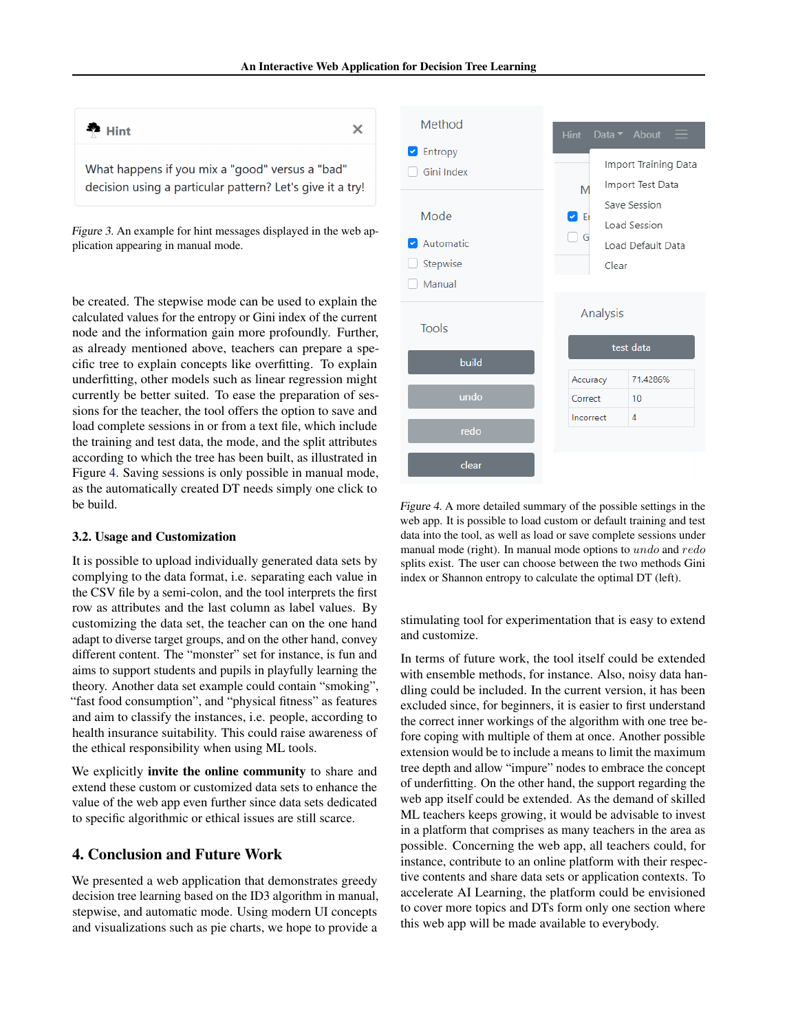*Figure 3.* An example for hint messages displayed in the web application appearing in manual mode.

be created. The stepwise mode can be used to explain the calculated values for the entropy or Gini index of the current node and the information gain more profoundly. Further, as already mentioned above, teachers can prepare a specific tree to explain concepts like overfitting. To explain underfitting, other models such as linear regression might currently be better suited. To ease the preparation of sessions for the teacher, the tool offers the option to save and load complete sessions in or from a text file, which include the training and test data, the mode, and the split attributes according to which the tree has been built, as illustrated in Figure 4. Saving sessions is only possible in manual mode, as the automatically created DT needs simply one click to be build.

### 3.2. Usage and Customization

It is possible to upload individually generated data sets by complying to the data format, i.e. separating each value in the CSV file by a semi-colon, and the tool interprets the first row as attributes and the last column as label values. By customizing the data set, the teacher can on the one hand adapt to diverse target groups, and on the other hand, convey different content. The "monster" set for instance, is fun and aims to support students and pupils in playfully learning the theory. Another data set example could contain "smoking", "fast food consumption", and "physical fitness" as features and aim to classify the instances, i.e. people, according to health insurance suitability. This could raise awareness of the ethical responsibility when using ML tools.

We explicitly **invite the online community** to share and extend these custom or customized data sets to enhance the value of the web app even further since data sets dedicated to specific algorithmic or ethical issues are still scarce.

## 4. Conclusion and Future Work

We presented a web application that demonstrates greedy decision tree learning based on the ID3 algorithm in manual, stepwise, and automatic mode. Using modern UI concepts and visualizations such as pie charts, we hope to provide a stimulating tool for experimentation that is easy to extend and customize.

*Figure 4.* A more detailed summary of the possible settings in the web app. It is possible to load custom or default training and test data into the tool, as well as load or save complete sessions under manual mode (right). In manual mode options to *undo* and *redo* splits exist. The user can choose between the two methods Gini index or Shannon entropy to calculate the optimal DT (left).

In terms of future work, the tool itself could be extended with ensemble methods, for instance. Also, noisy data handling could be included. In the current version, it has been excluded since, for beginners, it is easier to first understand the correct inner workings of the algorithm with one tree before coping with multiple of them at once. Another possible extension would be to include a means to limit the maximum tree depth and allow "impure" nodes to embrace the concept of underfitting. On the other hand, the support regarding the web app itself could be extended. As the demand of skilled ML teachers keeps growing, it would be advisable to invest in a platform that comprises as many teachers in the area as possible. Concerning the web app, all teachers could, for instance, contribute to an online platform with their respective contents and share data sets or application contexts. To accelerate AI Learning, the platform could be envisioned to cover more topics and DTs form only one section where this web app will be made available to everybody.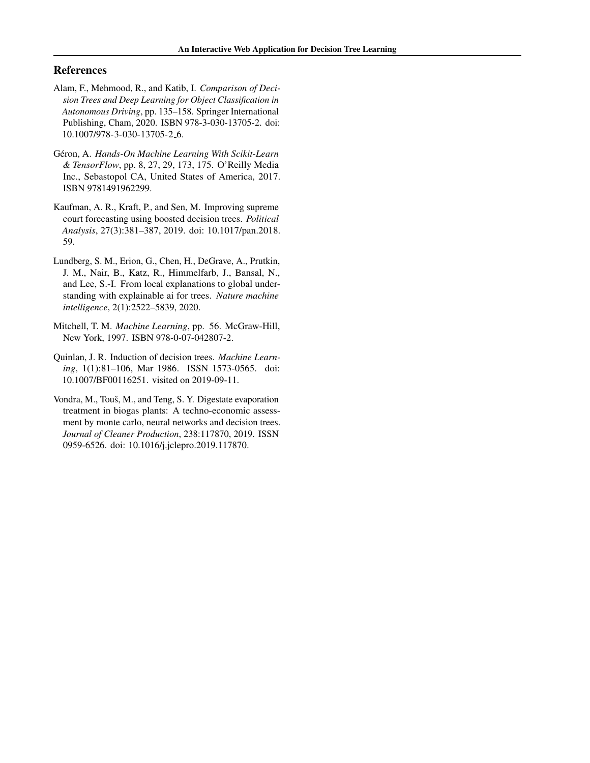## References

Alam, F., Mehmood, R., and Katib, I. *Comparison of Decision Trees and Deep Learning for Object Classification in Autonomous Driving*, pp. 135–158. Springer International Publishing, Cham, 2020. ISBN 978-3-030-13705-2. doi: 10.1007/978-3-030-13705-2_6.

Géron, A. *Hands-On Machine Learning With Scikit-Learn & TensorFlow*, pp. 8, 27, 29, 173, 175. O'Reilly Media Inc., Sebastopol CA, United States of America, 2017. ISBN 9781491962299.

Kaufman, A. R., Kraft, P., and Sen, M. Improving supreme court forecasting using boosted decision trees. *Political Analysis*, 27(3):381–387, 2019. doi: 10.1017/pan.2018.59.

Lundberg, S. M., Erion, G., Chen, H., DeGrave, A., Prutkin, J. M., Nair, B., Katz, R., Himmelfarb, J., Bansal, N., and Lee, S.-I. From local explanations to global understanding with explainable ai for trees. *Nature machine intelligence*, 2(1):2522–5839, 2020.

Mitchell, T. M. *Machine Learning*, pp. 56. McGraw-Hill, New York, 1997. ISBN 978-0-07-042807-2.

Quinlan, J. R. Induction of decision trees. *Machine Learning*, 1(1):81–106, Mar 1986. ISSN 1573-0565. doi: 10.1007/BF00116251. visited on 2019-09-11.

Vondra, M., Touš, M., and Teng, S. Y. Digestate evaporation treatment in biogas plants: A techno-economic assessment by monte carlo, neural networks and decision trees. *Journal of Cleaner Production*, 238:117870, 2019. ISSN 0959-6526. doi: 10.1016/j.jclepro.2019.117870.